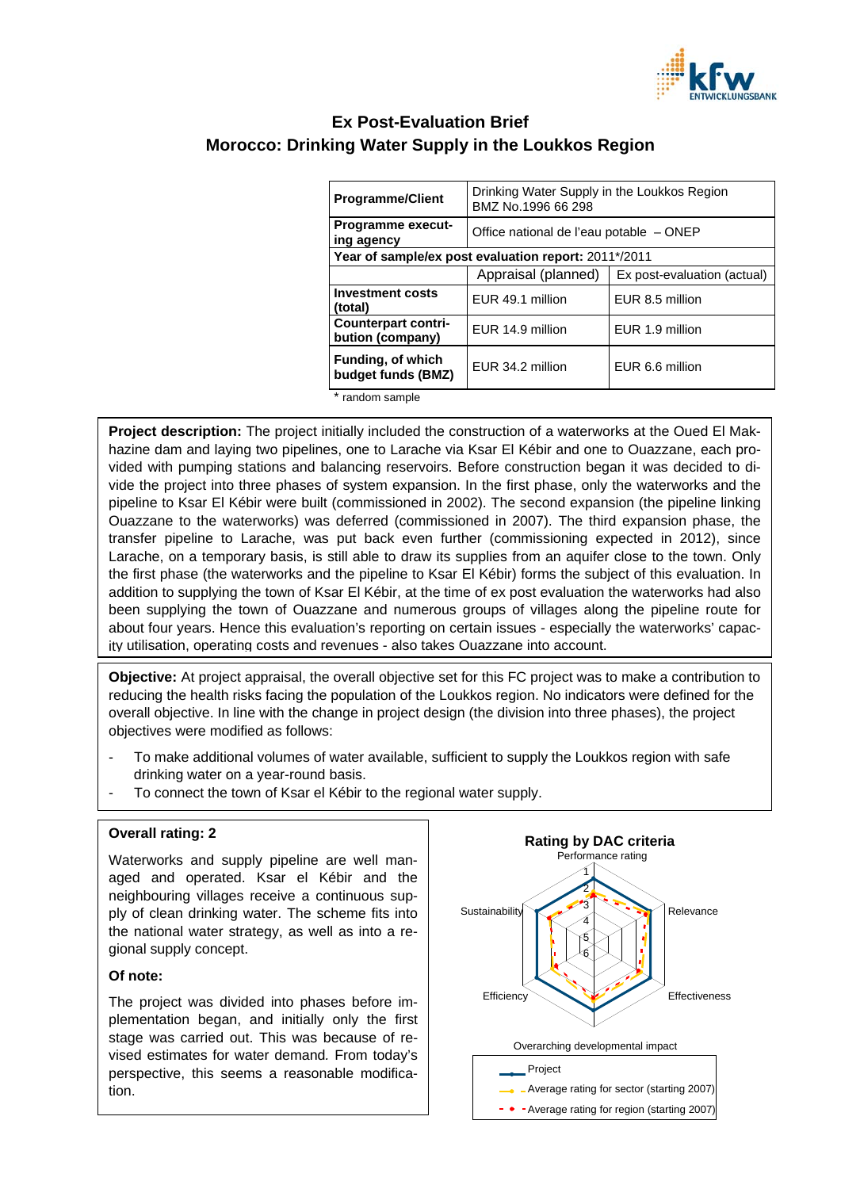# Ex Post-Evaluation Brief
## Morocco: Drinking Water Supply in the Loukkos Region

| Programme/Client | Drinking Water Supply in the Loukkos Region BMZ No.1996 66 298 | |
|---|---|---|
| Programme executing agency | Office national de l'eau potable – ONEP | |
| Year of sample/ex post evaluation report: 2011*/2011 | | |
| | Appraisal (planned) | Ex post-evaluation (actual) |
| Investment costs (total) | EUR 49.1 million | EUR 8.5 million |
| Counterpart contribution (company) | EUR 14.9 million | EUR 1.9 million |
| Funding, of which budget funds (BMZ) | EUR 34.2 million | EUR 6.6 million |

\* random sample

**Project description:** The project initially included the construction of a waterworks at the Oued El Makhazine dam and laying two pipelines, one to Larache via Ksar El Kébir and one to Ouazzane, each provided with pumping stations and balancing reservoirs. Before construction began it was decided to divide the project into three phases of system expansion. In the first phase, only the waterworks and the pipeline to Ksar El Kébir were built (commissioned in 2002). The second expansion (the pipeline linking Ouazzane to the waterworks) was deferred (commissioned in 2007). The third expansion phase, the transfer pipeline to Larache, was put back even further (commissioning expected in 2012), since Larache, on a temporary basis, is still able to draw its supplies from an aquifer close to the town. Only the first phase (the waterworks and the pipeline to Ksar El Kébir) forms the subject of this evaluation. In addition to supplying the town of Ksar El Kébir, at the time of ex post evaluation the waterworks had also been supplying the town of Ouazzane and numerous groups of villages along the pipeline route for about four years. Hence this evaluation's reporting on certain issues - especially the waterworks' capacity utilisation, operating costs and revenues - also takes Ouazzane into account.

**Objective:** At project appraisal, the overall objective set for this FC project was to make a contribution to reducing the health risks facing the population of the Loukkos region. No indicators were defined for the overall objective. In line with the change in project design (the division into three phases), the project objectives were modified as follows:

- To make additional volumes of water available, sufficient to supply the Loukkos region with safe drinking water on a year-round basis.
- To connect the town of Ksar el Kébir to the regional water supply.

**Overall rating: 2**

Waterworks and supply pipeline are well managed and operated. Ksar el Kébir and the neighbouring villages receive a continuous supply of clean drinking water. The scheme fits into the national water strategy, as well as into a regional supply concept.

**Of note:**

The project was divided into phases before implementation began, and initially only the first stage was carried out. This was because of revised estimates for water demand. From today's perspective, this seems a reasonable modification.

**Rating by DAC criteria**

Performance rating

Relevance, Effectiveness, Overarching developmental impact, Efficiency, Sustainability

- Project
- Average rating for sector (starting 2007)
- Average rating for region (starting 2007)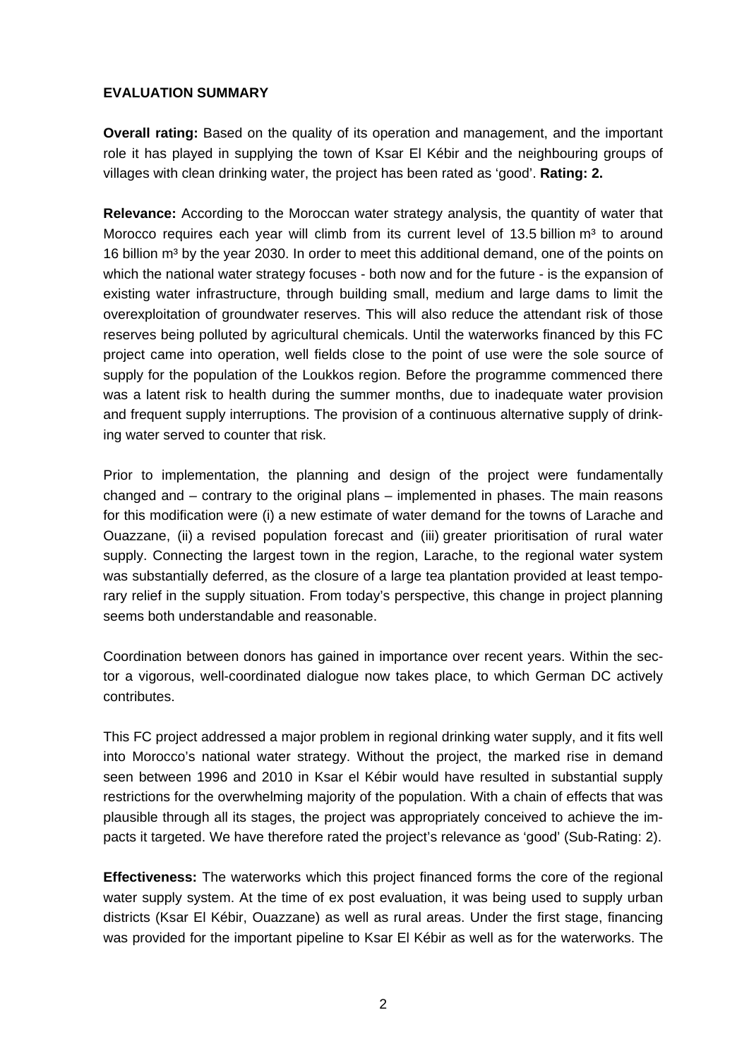**EVALUATION SUMMARY**

**Overall rating:** Based on the quality of its operation and management, and the important role it has played in supplying the town of Ksar El Kébir and the neighbouring groups of villages with clean drinking water, the project has been rated as 'good'. **Rating: 2.**

**Relevance:** According to the Moroccan water strategy analysis, the quantity of water that Morocco requires each year will climb from its current level of 13.5 billion m³ to around 16 billion m³ by the year 2030. In order to meet this additional demand, one of the points on which the national water strategy focuses - both now and for the future - is the expansion of existing water infrastructure, through building small, medium and large dams to limit the overexploitation of groundwater reserves. This will also reduce the attendant risk of those reserves being polluted by agricultural chemicals. Until the waterworks financed by this FC project came into operation, well fields close to the point of use were the sole source of supply for the population of the Loukkos region. Before the programme commenced there was a latent risk to health during the summer months, due to inadequate water provision and frequent supply interruptions. The provision of a continuous alternative supply of drinking water served to counter that risk.

Prior to implementation, the planning and design of the project were fundamentally changed and – contrary to the original plans – implemented in phases. The main reasons for this modification were (i) a new estimate of water demand for the towns of Larache and Ouazzane, (ii) a revised population forecast and (iii) greater prioritisation of rural water supply. Connecting the largest town in the region, Larache, to the regional water system was substantially deferred, as the closure of a large tea plantation provided at least temporary relief in the supply situation. From today's perspective, this change in project planning seems both understandable and reasonable.

Coordination between donors has gained in importance over recent years. Within the sector a vigorous, well-coordinated dialogue now takes place, to which German DC actively contributes.

This FC project addressed a major problem in regional drinking water supply, and it fits well into Morocco's national water strategy. Without the project, the marked rise in demand seen between 1996 and 2010 in Ksar el Kébir would have resulted in substantial supply restrictions for the overwhelming majority of the population. With a chain of effects that was plausible through all its stages, the project was appropriately conceived to achieve the impacts it targeted. We have therefore rated the project's relevance as 'good' (Sub-Rating: 2).

**Effectiveness:** The waterworks which this project financed forms the core of the regional water supply system. At the time of ex post evaluation, it was being used to supply urban districts (Ksar El Kébir, Ouazzane) as well as rural areas. Under the first stage, financing was provided for the important pipeline to Ksar El Kébir as well as for the waterworks. The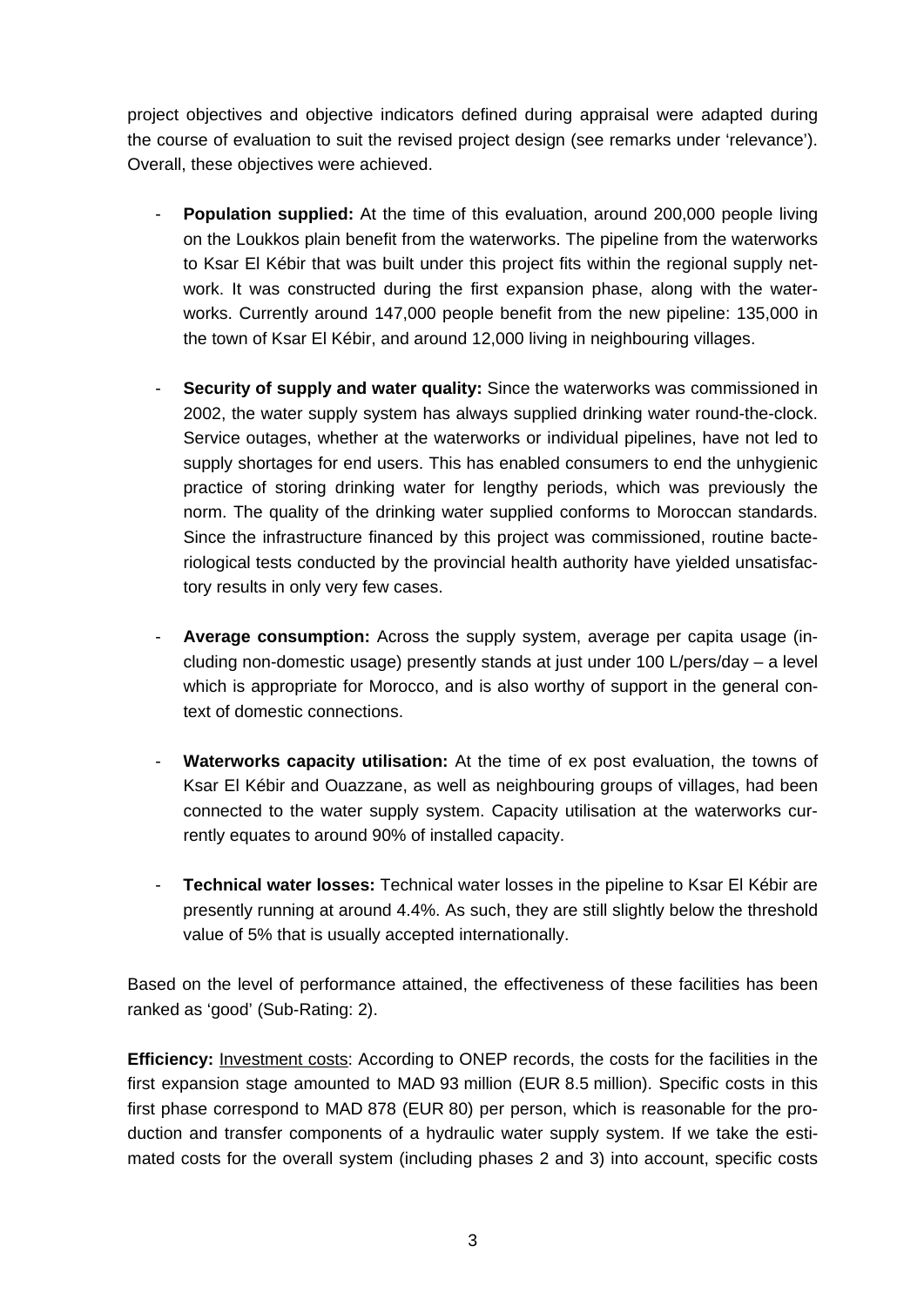project objectives and objective indicators defined during appraisal were adapted during the course of evaluation to suit the revised project design (see remarks under 'relevance'). Overall, these objectives were achieved.

- **Population supplied:** At the time of this evaluation, around 200,000 people living on the Loukkos plain benefit from the waterworks. The pipeline from the waterworks to Ksar El Kébir that was built under this project fits within the regional supply network. It was constructed during the first expansion phase, along with the waterworks. Currently around 147,000 people benefit from the new pipeline: 135,000 in the town of Ksar El Kébir, and around 12,000 living in neighbouring villages.

- **Security of supply and water quality:** Since the waterworks was commissioned in 2002, the water supply system has always supplied drinking water round-the-clock. Service outages, whether at the waterworks or individual pipelines, have not led to supply shortages for end users. This has enabled consumers to end the unhygienic practice of storing drinking water for lengthy periods, which was previously the norm. The quality of the drinking water supplied conforms to Moroccan standards. Since the infrastructure financed by this project was commissioned, routine bacteriological tests conducted by the provincial health authority have yielded unsatisfactory results in only very few cases.

- **Average consumption:** Across the supply system, average per capita usage (including non-domestic usage) presently stands at just under 100 L/pers/day – a level which is appropriate for Morocco, and is also worthy of support in the general context of domestic connections.

- **Waterworks capacity utilisation:** At the time of ex post evaluation, the towns of Ksar El Kébir and Ouazzane, as well as neighbouring groups of villages, had been connected to the water supply system. Capacity utilisation at the waterworks currently equates to around 90% of installed capacity.

- **Technical water losses:** Technical water losses in the pipeline to Ksar El Kébir are presently running at around 4.4%. As such, they are still slightly below the threshold value of 5% that is usually accepted internationally.

Based on the level of performance attained, the effectiveness of these facilities has been ranked as 'good' (Sub-Rating: 2).

**Efficiency:** Investment costs: According to ONEP records, the costs for the facilities in the first expansion stage amounted to MAD 93 million (EUR 8.5 million). Specific costs in this first phase correspond to MAD 878 (EUR 80) per person, which is reasonable for the production and transfer components of a hydraulic water supply system. If we take the estimated costs for the overall system (including phases 2 and 3) into account, specific costs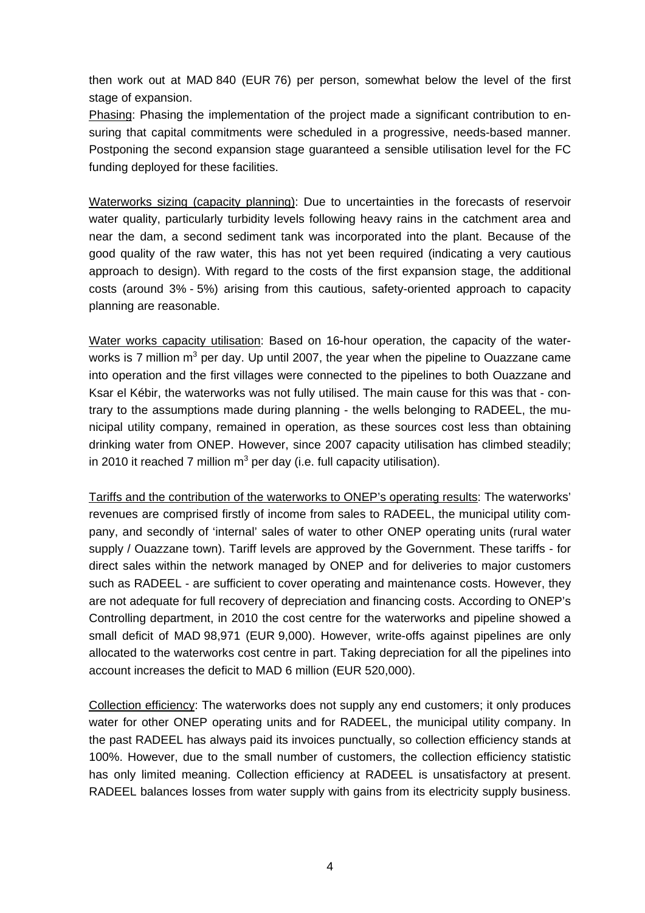then work out at MAD 840 (EUR 76) per person, somewhat below the level of the first stage of expansion.

Phasing: Phasing the implementation of the project made a significant contribution to ensuring that capital commitments were scheduled in a progressive, needs-based manner. Postponing the second expansion stage guaranteed a sensible utilisation level for the FC funding deployed for these facilities.

Waterworks sizing (capacity planning): Due to uncertainties in the forecasts of reservoir water quality, particularly turbidity levels following heavy rains in the catchment area and near the dam, a second sediment tank was incorporated into the plant. Because of the good quality of the raw water, this has not yet been required (indicating a very cautious approach to design). With regard to the costs of the first expansion stage, the additional costs (around 3% - 5%) arising from this cautious, safety-oriented approach to capacity planning are reasonable.

Water works capacity utilisation: Based on 16-hour operation, the capacity of the waterworks is 7 million $m^3$ per day. Up until 2007, the year when the pipeline to Ouazzane came into operation and the first villages were connected to the pipelines to both Ouazzane and Ksar el Kébir, the waterworks was not fully utilised. The main cause for this was that - contrary to the assumptions made during planning - the wells belonging to RADEEL, the municipal utility company, remained in operation, as these sources cost less than obtaining drinking water from ONEP. However, since 2007 capacity utilisation has climbed steadily; in 2010 it reached 7 million $m^3$ per day (i.e. full capacity utilisation).

Tariffs and the contribution of the waterworks to ONEP's operating results: The waterworks' revenues are comprised firstly of income from sales to RADEEL, the municipal utility company, and secondly of 'internal' sales of water to other ONEP operating units (rural water supply / Ouazzane town). Tariff levels are approved by the Government. These tariffs - for direct sales within the network managed by ONEP and for deliveries to major customers such as RADEEL - are sufficient to cover operating and maintenance costs. However, they are not adequate for full recovery of depreciation and financing costs. According to ONEP's Controlling department, in 2010 the cost centre for the waterworks and pipeline showed a small deficit of MAD 98,971 (EUR 9,000). However, write-offs against pipelines are only allocated to the waterworks cost centre in part. Taking depreciation for all the pipelines into account increases the deficit to MAD 6 million (EUR 520,000).

Collection efficiency: The waterworks does not supply any end customers; it only produces water for other ONEP operating units and for RADEEL, the municipal utility company. In the past RADEEL has always paid its invoices punctually, so collection efficiency stands at 100%. However, due to the small number of customers, the collection efficiency statistic has only limited meaning. Collection efficiency at RADEEL is unsatisfactory at present. RADEEL balances losses from water supply with gains from its electricity supply business.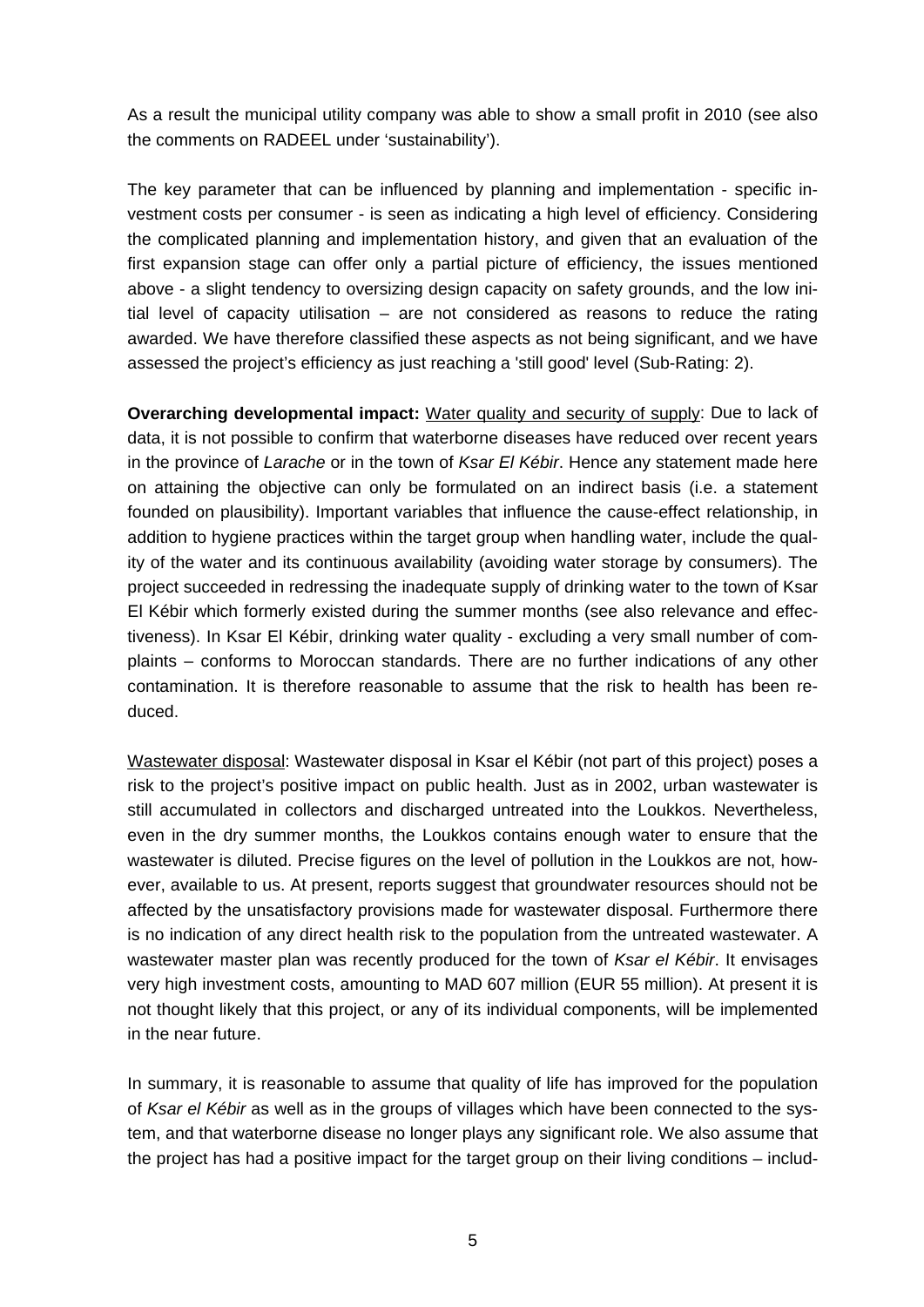As a result the municipal utility company was able to show a small profit in 2010 (see also the comments on RADEEL under 'sustainability').

The key parameter that can be influenced by planning and implementation - specific investment costs per consumer - is seen as indicating a high level of efficiency. Considering the complicated planning and implementation history, and given that an evaluation of the first expansion stage can offer only a partial picture of efficiency, the issues mentioned above - a slight tendency to oversizing design capacity on safety grounds, and the low initial level of capacity utilisation – are not considered as reasons to reduce the rating awarded. We have therefore classified these aspects as not being significant, and we have assessed the project's efficiency as just reaching a 'still good' level (Sub-Rating: 2).

**Overarching developmental impact:** Water quality and security of supply: Due to lack of data, it is not possible to confirm that waterborne diseases have reduced over recent years in the province of *Larache* or in the town of *Ksar El Kébir*. Hence any statement made here on attaining the objective can only be formulated on an indirect basis (i.e. a statement founded on plausibility). Important variables that influence the cause-effect relationship, in addition to hygiene practices within the target group when handling water, include the quality of the water and its continuous availability (avoiding water storage by consumers). The project succeeded in redressing the inadequate supply of drinking water to the town of Ksar El Kébir which formerly existed during the summer months (see also relevance and effectiveness). In Ksar El Kébir, drinking water quality - excluding a very small number of complaints – conforms to Moroccan standards. There are no further indications of any other contamination. It is therefore reasonable to assume that the risk to health has been reduced.

Wastewater disposal: Wastewater disposal in Ksar el Kébir (not part of this project) poses a risk to the project's positive impact on public health. Just as in 2002, urban wastewater is still accumulated in collectors and discharged untreated into the Loukkos. Nevertheless, even in the dry summer months, the Loukkos contains enough water to ensure that the wastewater is diluted. Precise figures on the level of pollution in the Loukkos are not, however, available to us. At present, reports suggest that groundwater resources should not be affected by the unsatisfactory provisions made for wastewater disposal. Furthermore there is no indication of any direct health risk to the population from the untreated wastewater. A wastewater master plan was recently produced for the town of *Ksar el Kébir*. It envisages very high investment costs, amounting to MAD 607 million (EUR 55 million). At present it is not thought likely that this project, or any of its individual components, will be implemented in the near future.

In summary, it is reasonable to assume that quality of life has improved for the population of *Ksar el Kébir* as well as in the groups of villages which have been connected to the system, and that waterborne disease no longer plays any significant role. We also assume that the project has had a positive impact for the target group on their living conditions – includ-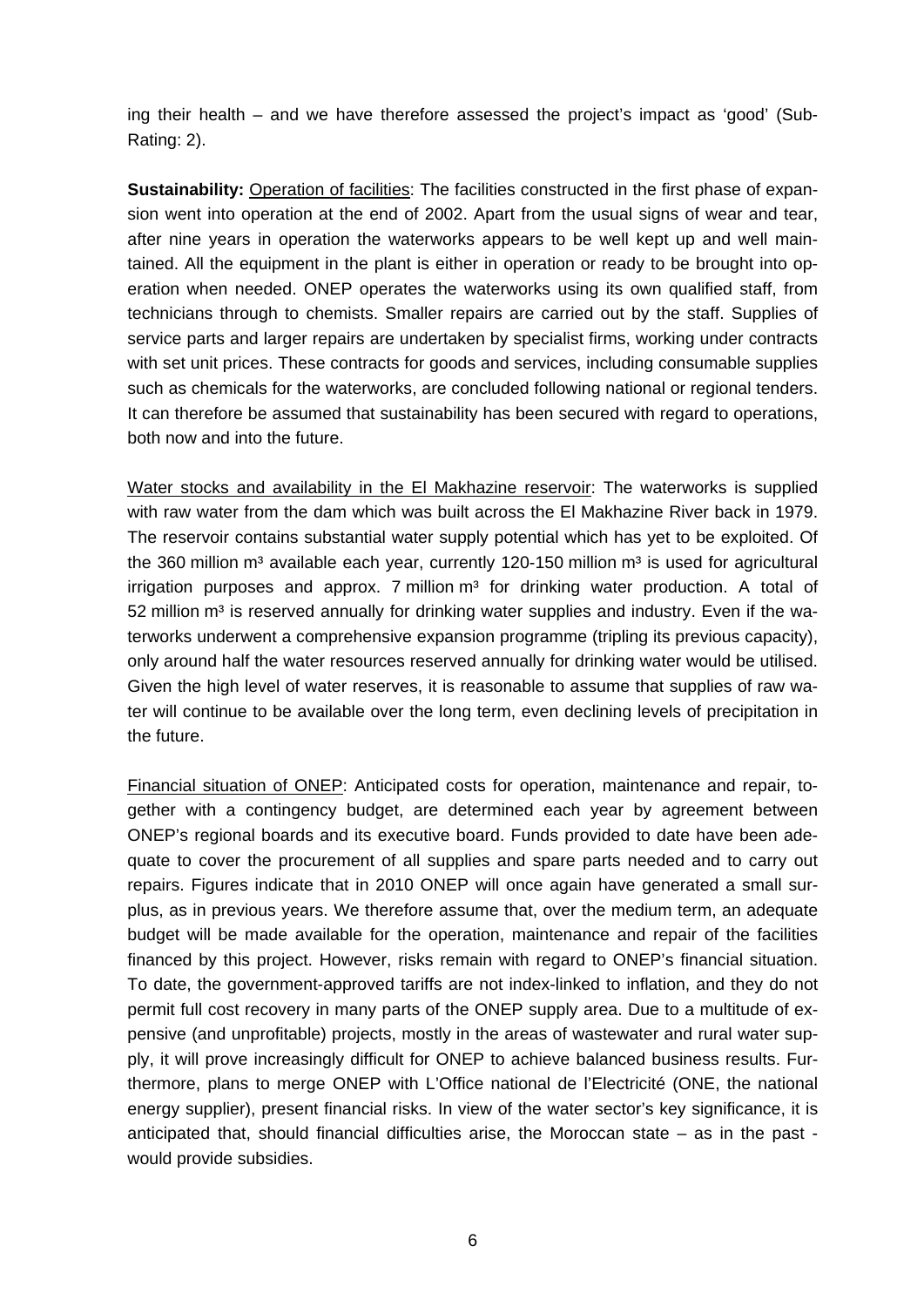ing their health – and we have therefore assessed the project's impact as 'good' (Sub-Rating: 2).

**Sustainability:** Operation of facilities: The facilities constructed in the first phase of expansion went into operation at the end of 2002. Apart from the usual signs of wear and tear, after nine years in operation the waterworks appears to be well kept up and well maintained. All the equipment in the plant is either in operation or ready to be brought into operation when needed. ONEP operates the waterworks using its own qualified staff, from technicians through to chemists. Smaller repairs are carried out by the staff. Supplies of service parts and larger repairs are undertaken by specialist firms, working under contracts with set unit prices. These contracts for goods and services, including consumable supplies such as chemicals for the waterworks, are concluded following national or regional tenders. It can therefore be assumed that sustainability has been secured with regard to operations, both now and into the future.

Water stocks and availability in the El Makhazine reservoir: The waterworks is supplied with raw water from the dam which was built across the El Makhazine River back in 1979. The reservoir contains substantial water supply potential which has yet to be exploited. Of the 360 million m³ available each year, currently 120-150 million m³ is used for agricultural irrigation purposes and approx. 7 million m³ for drinking water production. A total of 52 million m³ is reserved annually for drinking water supplies and industry. Even if the waterworks underwent a comprehensive expansion programme (tripling its previous capacity), only around half the water resources reserved annually for drinking water would be utilised. Given the high level of water reserves, it is reasonable to assume that supplies of raw water will continue to be available over the long term, even declining levels of precipitation in the future.

Financial situation of ONEP: Anticipated costs for operation, maintenance and repair, together with a contingency budget, are determined each year by agreement between ONEP's regional boards and its executive board. Funds provided to date have been adequate to cover the procurement of all supplies and spare parts needed and to carry out repairs. Figures indicate that in 2010 ONEP will once again have generated a small surplus, as in previous years. We therefore assume that, over the medium term, an adequate budget will be made available for the operation, maintenance and repair of the facilities financed by this project. However, risks remain with regard to ONEP's financial situation. To date, the government-approved tariffs are not index-linked to inflation, and they do not permit full cost recovery in many parts of the ONEP supply area. Due to a multitude of expensive (and unprofitable) projects, mostly in the areas of wastewater and rural water supply, it will prove increasingly difficult for ONEP to achieve balanced business results. Furthermore, plans to merge ONEP with L'Office national de l'Electricité (ONE, the national energy supplier), present financial risks. In view of the water sector's key significance, it is anticipated that, should financial difficulties arise, the Moroccan state – as in the past - would provide subsidies.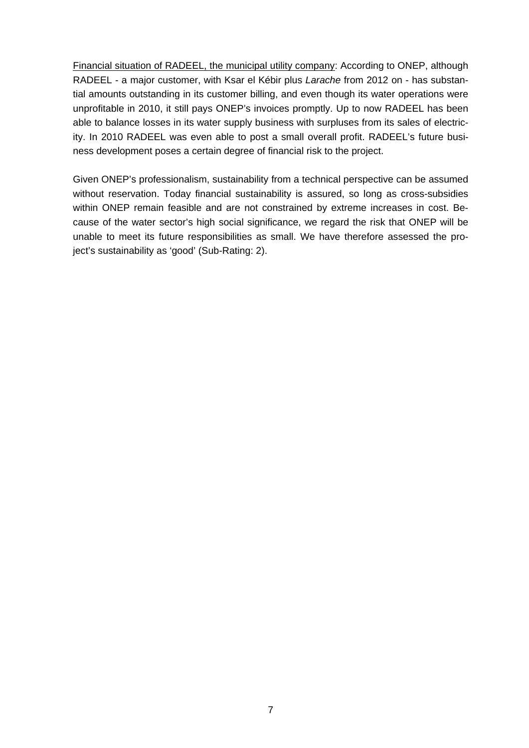<u>Financial situation of RADEEL, the municipal utility company</u>: According to ONEP, although RADEEL - a major customer, with Ksar el Kébir plus *Larache* from 2012 on - has substantial amounts outstanding in its customer billing, and even though its water operations were unprofitable in 2010, it still pays ONEP's invoices promptly. Up to now RADEEL has been able to balance losses in its water supply business with surpluses from its sales of electricity. In 2010 RADEEL was even able to post a small overall profit. RADEEL's future business development poses a certain degree of financial risk to the project.

Given ONEP's professionalism, sustainability from a technical perspective can be assumed without reservation. Today financial sustainability is assured, so long as cross-subsidies within ONEP remain feasible and are not constrained by extreme increases in cost. Because of the water sector's high social significance, we regard the risk that ONEP will be unable to meet its future responsibilities as small. We have therefore assessed the project's sustainability as 'good' (Sub-Rating: 2).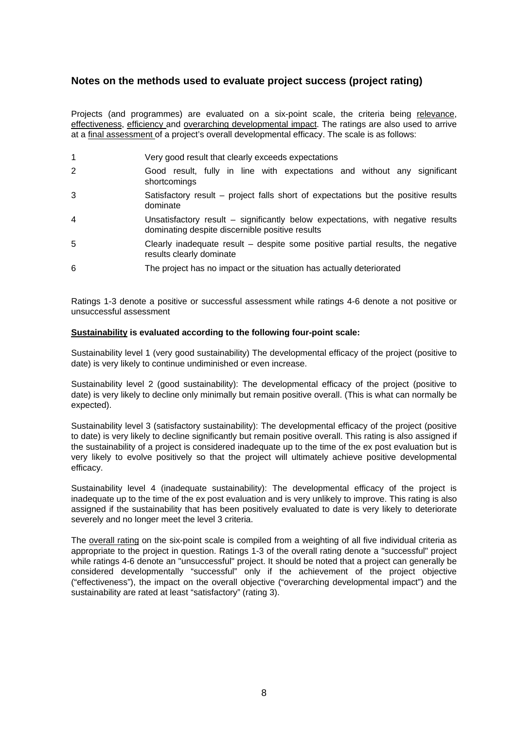## Notes on the methods used to evaluate project success (project rating)

Projects (and programmes) are evaluated on a six-point scale, the criteria being relevance, effectiveness, efficiency and overarching developmental impact. The ratings are also used to arrive at a final assessment of a project's overall developmental efficacy. The scale is as follows:

| | |
|---|---|
| 1 | Very good result that clearly exceeds expectations |
| 2 | Good result, fully in line with expectations and without any significant shortcomings |
| 3 | Satisfactory result – project falls short of expectations but the positive results dominate |
| 4 | Unsatisfactory result – significantly below expectations, with negative results dominating despite discernible positive results |
| 5 | Clearly inadequate result – despite some positive partial results, the negative results clearly dominate |
| 6 | The project has no impact or the situation has actually deteriorated |

Ratings 1-3 denote a positive or successful assessment while ratings 4-6 denote a not positive or unsuccessful assessment

**Sustainability is evaluated according to the following four-point scale:**

Sustainability level 1 (very good sustainability) The developmental efficacy of the project (positive to date) is very likely to continue undiminished or even increase.

Sustainability level 2 (good sustainability): The developmental efficacy of the project (positive to date) is very likely to decline only minimally but remain positive overall. (This is what can normally be expected).

Sustainability level 3 (satisfactory sustainability): The developmental efficacy of the project (positive to date) is very likely to decline significantly but remain positive overall. This rating is also assigned if the sustainability of a project is considered inadequate up to the time of the ex post evaluation but is very likely to evolve positively so that the project will ultimately achieve positive developmental efficacy.

Sustainability level 4 (inadequate sustainability): The developmental efficacy of the project is inadequate up to the time of the ex post evaluation and is very unlikely to improve. This rating is also assigned if the sustainability that has been positively evaluated to date is very likely to deteriorate severely and no longer meet the level 3 criteria.

The overall rating on the six-point scale is compiled from a weighting of all five individual criteria as appropriate to the project in question. Ratings 1-3 of the overall rating denote a "successful" project while ratings 4-6 denote an "unsuccessful" project. It should be noted that a project can generally be considered developmentally "successful" only if the achievement of the project objective ("effectiveness"), the impact on the overall objective ("overarching developmental impact") and the sustainability are rated at least "satisfactory" (rating 3).